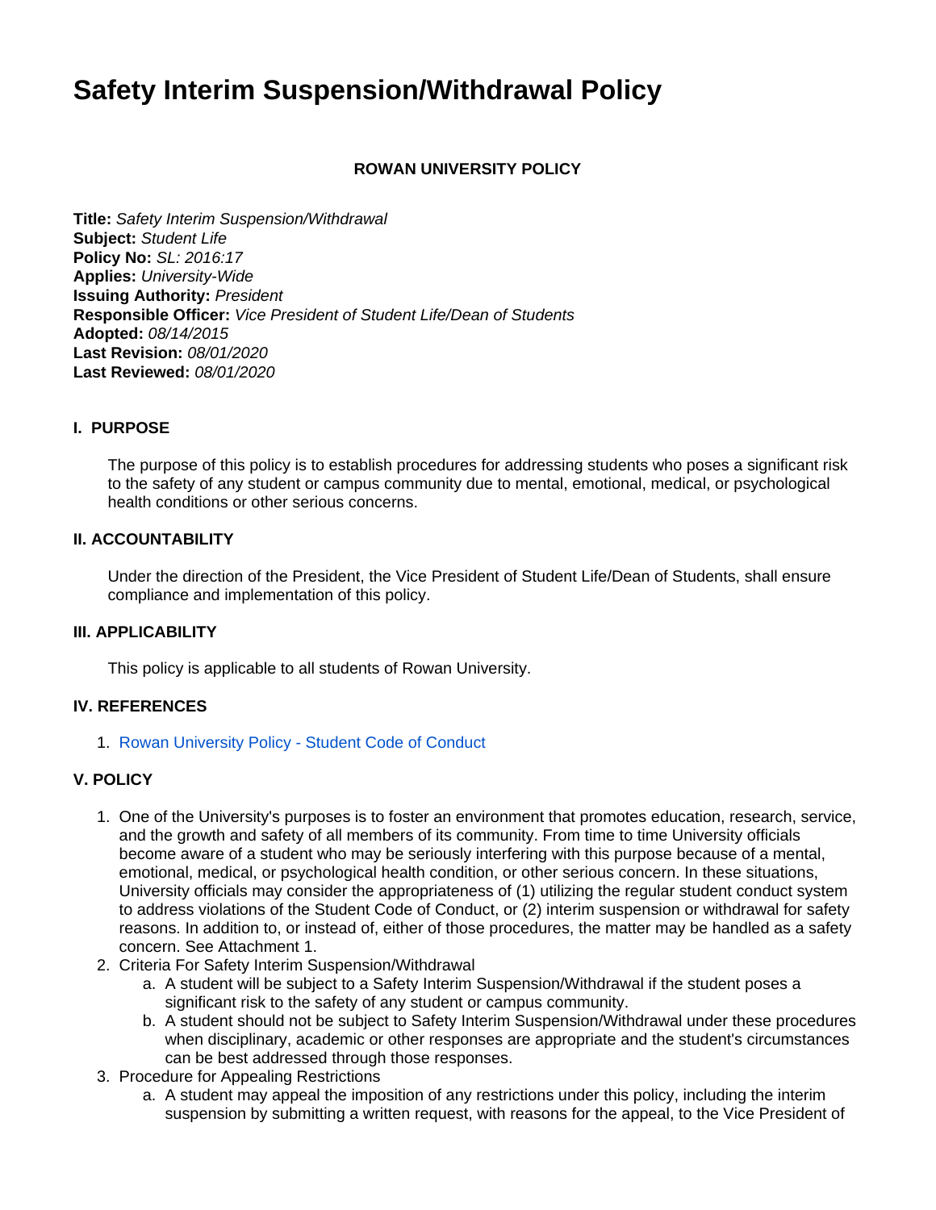# Safety Interim Suspension/Withdrawal Policy

**ROWAN UNIVERSITY POLICY**

**Title:** *Safety Interim Suspension/Withdrawal*
**Subject:** *Student Life*
**Policy No:** *SL: 2016:17*
**Applies:** *University-Wide*
**Issuing Authority:** *President*
**Responsible Officer:** *Vice President of Student Life/Dean of Students*
**Adopted:** *08/14/2015*
**Last Revision:** *08/01/2020*
**Last Reviewed:** *08/01/2020*

### I. PURPOSE

The purpose of this policy is to establish procedures for addressing students who poses a significant risk to the safety of any student or campus community due to mental, emotional, medical, or psychological health conditions or other serious concerns.

### II. ACCOUNTABILITY

Under the direction of the President, the Vice President of Student Life/Dean of Students, shall ensure compliance and implementation of this policy.

### III. APPLICABILITY

This policy is applicable to all students of Rowan University.

### IV. REFERENCES

1. Rowan University Policy - Student Code of Conduct

### V. POLICY

1. One of the University's purposes is to foster an environment that promotes education, research, service, and the growth and safety of all members of its community. From time to time University officials become aware of a student who may be seriously interfering with this purpose because of a mental, emotional, medical, or psychological health condition, or other serious concern. In these situations, University officials may consider the appropriateness of (1) utilizing the regular student conduct system to address violations of the Student Code of Conduct, or (2) interim suspension or withdrawal for safety reasons. In addition to, or instead of, either of those procedures, the matter may be handled as a safety concern. See Attachment 1.
2. Criteria For Safety Interim Suspension/Withdrawal
   a. A student will be subject to a Safety Interim Suspension/Withdrawal if the student poses a significant risk to the safety of any student or campus community.
   b. A student should not be subject to Safety Interim Suspension/Withdrawal under these procedures when disciplinary, academic or other responses are appropriate and the student's circumstances can be best addressed through those responses.
3. Procedure for Appealing Restrictions
   a. A student may appeal the imposition of any restrictions under this policy, including the interim suspension by submitting a written request, with reasons for the appeal, to the Vice President of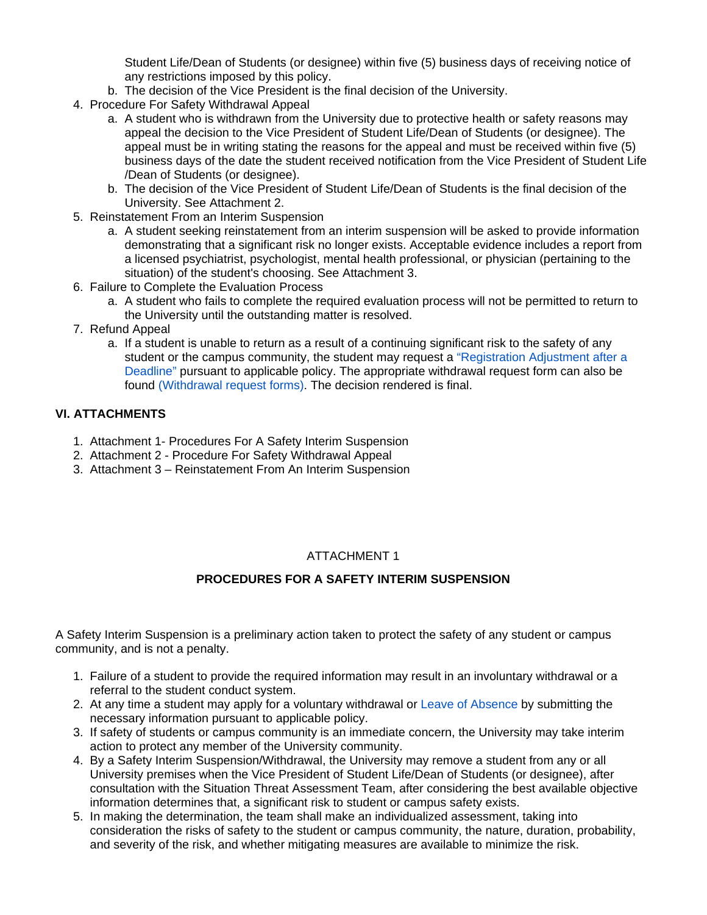Student Life/Dean of Students (or designee) within five (5) business days of receiving notice of any restrictions imposed by this policy.

   b. The decision of the Vice President is the final decision of the University.

4. Procedure For Safety Withdrawal Appeal
   a. A student who is withdrawn from the University due to protective health or safety reasons may appeal the decision to the Vice President of Student Life/Dean of Students (or designee). The appeal must be in writing stating the reasons for the appeal and must be received within five (5) business days of the date the student received notification from the Vice President of Student Life /Dean of Students (or designee).
   b. The decision of the Vice President of Student Life/Dean of Students is the final decision of the University. See Attachment 2.
5. Reinstatement From an Interim Suspension
   a. A student seeking reinstatement from an interim suspension will be asked to provide information demonstrating that a significant risk no longer exists. Acceptable evidence includes a report from a licensed psychiatrist, psychologist, mental health professional, or physician (pertaining to the situation) of the student's choosing. See Attachment 3.
6. Failure to Complete the Evaluation Process
   a. A student who fails to complete the required evaluation process will not be permitted to return to the University until the outstanding matter is resolved.
7. Refund Appeal
   a. If a student is unable to return as a result of a continuing significant risk to the safety of any student or the campus community, the student may request a "Registration Adjustment after a Deadline" pursuant to applicable policy. The appropriate withdrawal request form can also be found (Withdrawal request forms). The decision rendered is final.

## VI. ATTACHMENTS

1. Attachment 1- Procedures For A Safety Interim Suspension
2. Attachment 2 - Procedure For Safety Withdrawal Appeal
3. Attachment 3 – Reinstatement From An Interim Suspension

ATTACHMENT 1

## PROCEDURES FOR A SAFETY INTERIM SUSPENSION

A Safety Interim Suspension is a preliminary action taken to protect the safety of any student or campus community, and is not a penalty.

1. Failure of a student to provide the required information may result in an involuntary withdrawal or a referral to the student conduct system.
2. At any time a student may apply for a voluntary withdrawal or Leave of Absence by submitting the necessary information pursuant to applicable policy.
3. If safety of students or campus community is an immediate concern, the University may take interim action to protect any member of the University community.
4. By a Safety Interim Suspension/Withdrawal, the University may remove a student from any or all University premises when the Vice President of Student Life/Dean of Students (or designee), after consultation with the Situation Threat Assessment Team, after considering the best available objective information determines that, a significant risk to student or campus safety exists.
5. In making the determination, the team shall make an individualized assessment, taking into consideration the risks of safety to the student or campus community, the nature, duration, probability, and severity of the risk, and whether mitigating measures are available to minimize the risk.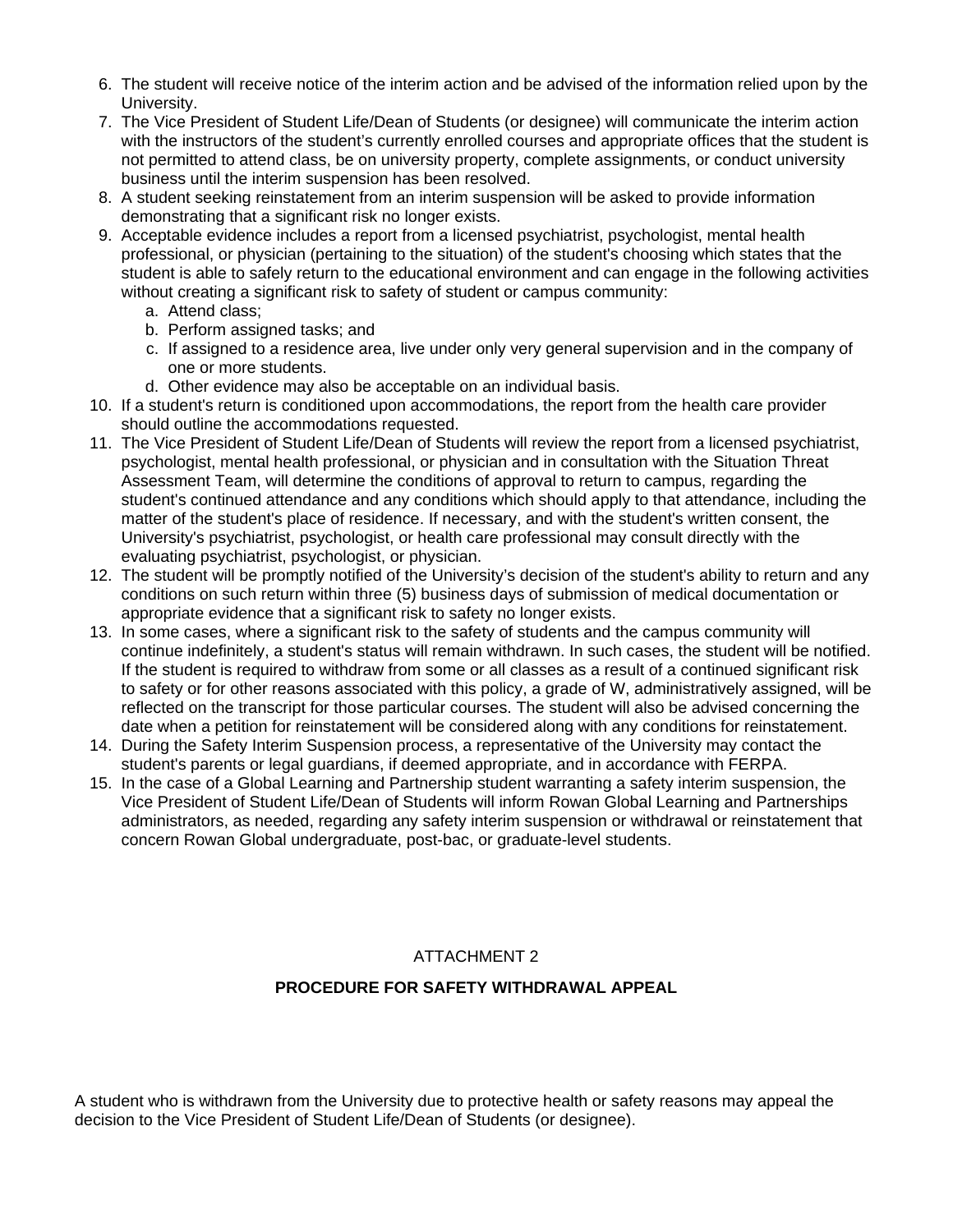6. The student will receive notice of the interim action and be advised of the information relied upon by the University.
7. The Vice President of Student Life/Dean of Students (or designee) will communicate the interim action with the instructors of the student's currently enrolled courses and appropriate offices that the student is not permitted to attend class, be on university property, complete assignments, or conduct university business until the interim suspension has been resolved.
8. A student seeking reinstatement from an interim suspension will be asked to provide information demonstrating that a significant risk no longer exists.
9. Acceptable evidence includes a report from a licensed psychiatrist, psychologist, mental health professional, or physician (pertaining to the situation) of the student's choosing which states that the student is able to safely return to the educational environment and can engage in the following activities without creating a significant risk to safety of student or campus community:
   a. Attend class;
   b. Perform assigned tasks; and
   c. If assigned to a residence area, live under only very general supervision and in the company of one or more students.
   d. Other evidence may also be acceptable on an individual basis.
10. If a student's return is conditioned upon accommodations, the report from the health care provider should outline the accommodations requested.
11. The Vice President of Student Life/Dean of Students will review the report from a licensed psychiatrist, psychologist, mental health professional, or physician and in consultation with the Situation Threat Assessment Team, will determine the conditions of approval to return to campus, regarding the student's continued attendance and any conditions which should apply to that attendance, including the matter of the student's place of residence. If necessary, and with the student's written consent, the University's psychiatrist, psychologist, or health care professional may consult directly with the evaluating psychiatrist, psychologist, or physician.
12. The student will be promptly notified of the University's decision of the student's ability to return and any conditions on such return within three (5) business days of submission of medical documentation or appropriate evidence that a significant risk to safety no longer exists.
13. In some cases, where a significant risk to the safety of students and the campus community will continue indefinitely, a student's status will remain withdrawn. In such cases, the student will be notified. If the student is required to withdraw from some or all classes as a result of a continued significant risk to safety or for other reasons associated with this policy, a grade of W, administratively assigned, will be reflected on the transcript for those particular courses. The student will also be advised concerning the date when a petition for reinstatement will be considered along with any conditions for reinstatement.
14. During the Safety Interim Suspension process, a representative of the University may contact the student's parents or legal guardians, if deemed appropriate, and in accordance with FERPA.
15. In the case of a Global Learning and Partnership student warranting a safety interim suspension, the Vice President of Student Life/Dean of Students will inform Rowan Global Learning and Partnerships administrators, as needed, regarding any safety interim suspension or withdrawal or reinstatement that concern Rowan Global undergraduate, post-bac, or graduate-level students.

ATTACHMENT 2

## PROCEDURE FOR SAFETY WITHDRAWAL APPEAL

A student who is withdrawn from the University due to protective health or safety reasons may appeal the decision to the Vice President of Student Life/Dean of Students (or designee).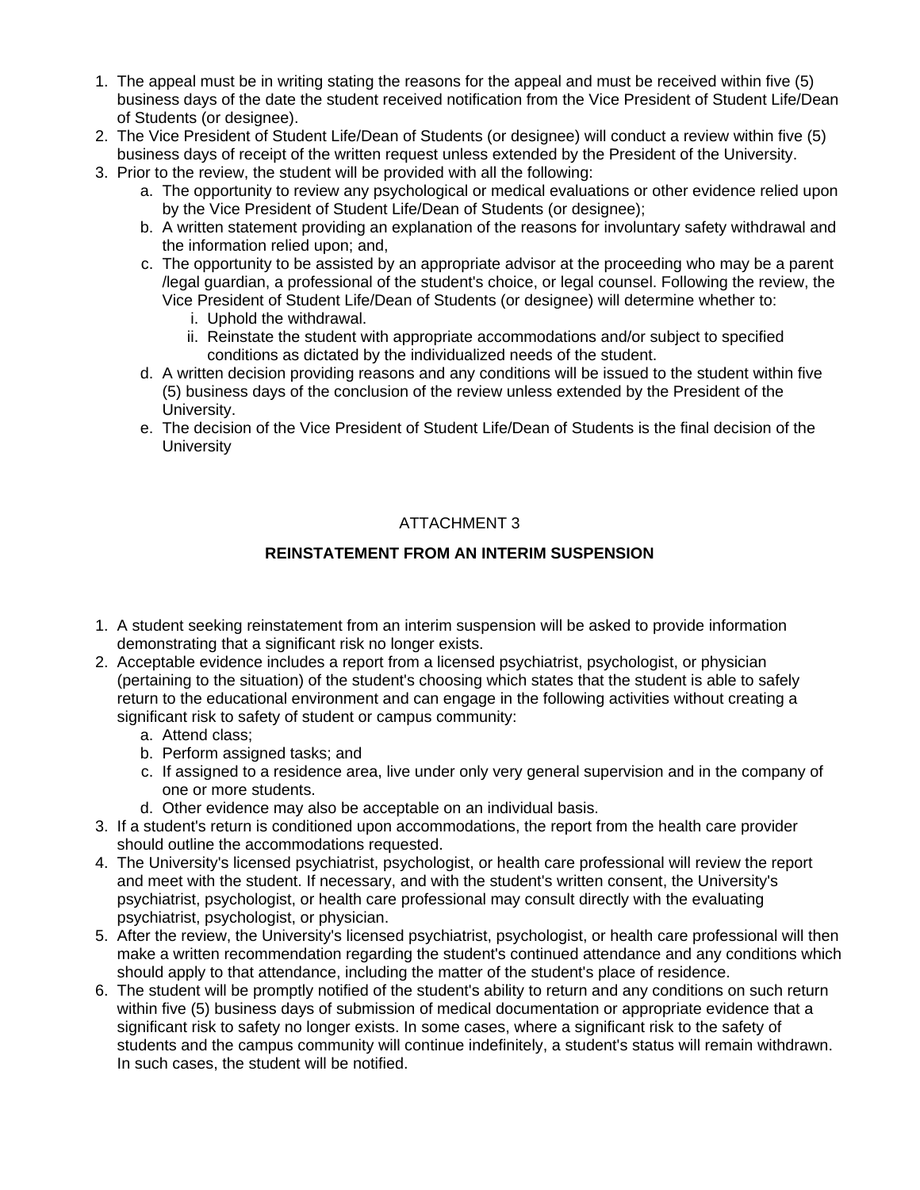1. The appeal must be in writing stating the reasons for the appeal and must be received within five (5) business days of the date the student received notification from the Vice President of Student Life/Dean of Students (or designee).
2. The Vice President of Student Life/Dean of Students (or designee) will conduct a review within five (5) business days of receipt of the written request unless extended by the President of the University.
3. Prior to the review, the student will be provided with all the following:
   a. The opportunity to review any psychological or medical evaluations or other evidence relied upon by the Vice President of Student Life/Dean of Students (or designee);
   b. A written statement providing an explanation of the reasons for involuntary safety withdrawal and the information relied upon; and,
   c. The opportunity to be assisted by an appropriate advisor at the proceeding who may be a parent /legal guardian, a professional of the student's choice, or legal counsel. Following the review, the Vice President of Student Life/Dean of Students (or designee) will determine whether to:
      i. Uphold the withdrawal.
      ii. Reinstate the student with appropriate accommodations and/or subject to specified conditions as dictated by the individualized needs of the student.
   d. A written decision providing reasons and any conditions will be issued to the student within five (5) business days of the conclusion of the review unless extended by the President of the University.
   e. The decision of the Vice President of Student Life/Dean of Students is the final decision of the University

ATTACHMENT 3

**REINSTATEMENT FROM AN INTERIM SUSPENSION**

1. A student seeking reinstatement from an interim suspension will be asked to provide information demonstrating that a significant risk no longer exists.
2. Acceptable evidence includes a report from a licensed psychiatrist, psychologist, or physician (pertaining to the situation) of the student's choosing which states that the student is able to safely return to the educational environment and can engage in the following activities without creating a significant risk to safety of student or campus community:
   a. Attend class;
   b. Perform assigned tasks; and
   c. If assigned to a residence area, live under only very general supervision and in the company of one or more students.
   d. Other evidence may also be acceptable on an individual basis.
3. If a student's return is conditioned upon accommodations, the report from the health care provider should outline the accommodations requested.
4. The University's licensed psychiatrist, psychologist, or health care professional will review the report and meet with the student. If necessary, and with the student's written consent, the University's psychiatrist, psychologist, or health care professional may consult directly with the evaluating psychiatrist, psychologist, or physician.
5. After the review, the University's licensed psychiatrist, psychologist, or health care professional will then make a written recommendation regarding the student's continued attendance and any conditions which should apply to that attendance, including the matter of the student's place of residence.
6. The student will be promptly notified of the student's ability to return and any conditions on such return within five (5) business days of submission of medical documentation or appropriate evidence that a significant risk to safety no longer exists. In some cases, where a significant risk to the safety of students and the campus community will continue indefinitely, a student's status will remain withdrawn. In such cases, the student will be notified.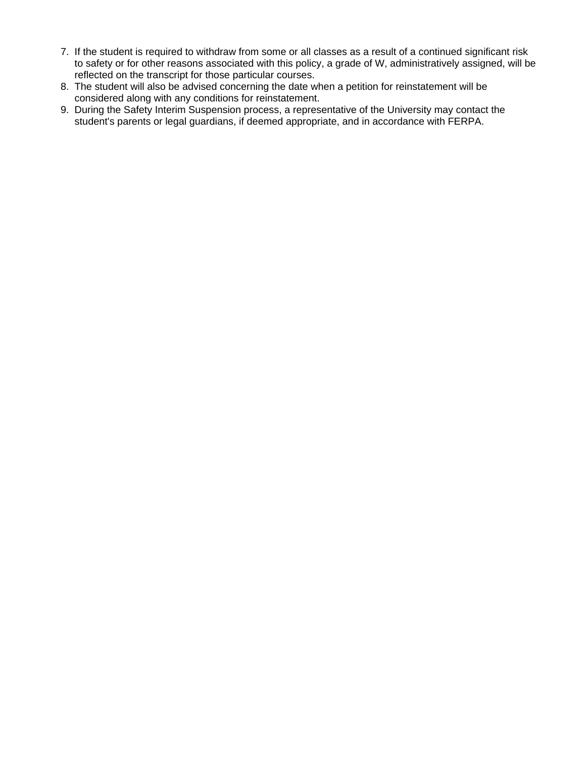7. If the student is required to withdraw from some or all classes as a result of a continued significant risk to safety or for other reasons associated with this policy, a grade of W, administratively assigned, will be reflected on the transcript for those particular courses.
8. The student will also be advised concerning the date when a petition for reinstatement will be considered along with any conditions for reinstatement.
9. During the Safety Interim Suspension process, a representative of the University may contact the student's parents or legal guardians, if deemed appropriate, and in accordance with FERPA.